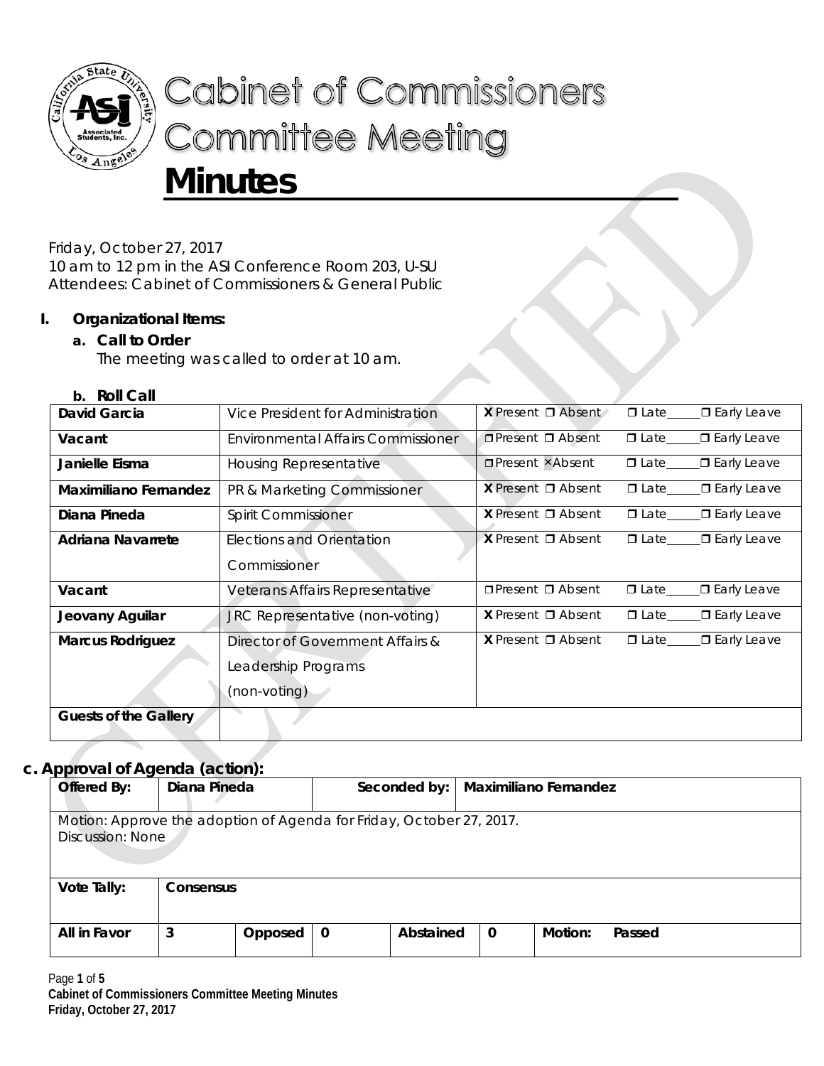# Cabinet of Commissioners Committee Meeting

# Minutes

Friday, October 27, 2017
10 am to 12 pm in the ASI Conference Room 203, U-SU
Attendees: Cabinet of Commissioners & General Public

## I. Organizational Items:

### a. Call to Order

The meeting was called to order at 10 am.

### b. Roll Call

| | | | |
|---|---|---|---|
| **David Garcia** | Vice President for Administration | X Present ❒ Absent | ❒ Late_____ ❒ Early Leave |
| **Vacant** | Environmental Affairs Commissioner | ❒ Present ❒ Absent | ❒ Late_____ ❒ Early Leave |
| **Janielle Eisma** | Housing Representative | ❒ Present ×Absent | ❒ Late_____ ❒ Early Leave |
| **Maximiliano Fernandez** | PR & Marketing Commissioner | X Present ❒ Absent | ❒ Late_____ ❒ Early Leave |
| **Diana Pineda** | Spirit Commissioner | X Present ❒ Absent | ❒ Late_____ ❒ Early Leave |
| **Adriana Navarrete** | Elections and Orientation Commissioner | X Present ❒ Absent | ❒ Late_____ ❒ Early Leave |
| **Vacant** | Veterans Affairs Representative | ❒ Present ❒ Absent | ❒ Late_____ ❒ Early Leave |
| **Jeovany Aguilar** | JRC Representative (non-voting) | X Present ❒ Absent | ❒ Late_____ ❒ Early Leave |
| **Marcus Rodriguez** | Director of Government Affairs & Leadership Programs (non-voting) | X Present ❒ Absent | ❒ Late_____ ❒ Early Leave |
| **Guests of the Gallery** | | | |

### c. Approval of Agenda (action):

| | | | | | | | |
|---|---|---|---|---|---|---|---|
| **Offered By:** | **Diana Pineda** | | | **Seconded by:** | **Maximiliano Fernandez** | | |
| Motion: Approve the adoption of Agenda for Friday, October 27, 2017. Discussion: None | | | | | | | |
| **Vote Tally:** | **Consensus** | | | | | | |
| **All in Favor** | **3** | **Opposed** | **0** | **Abstained** | **0** | **Motion:** | **Passed** |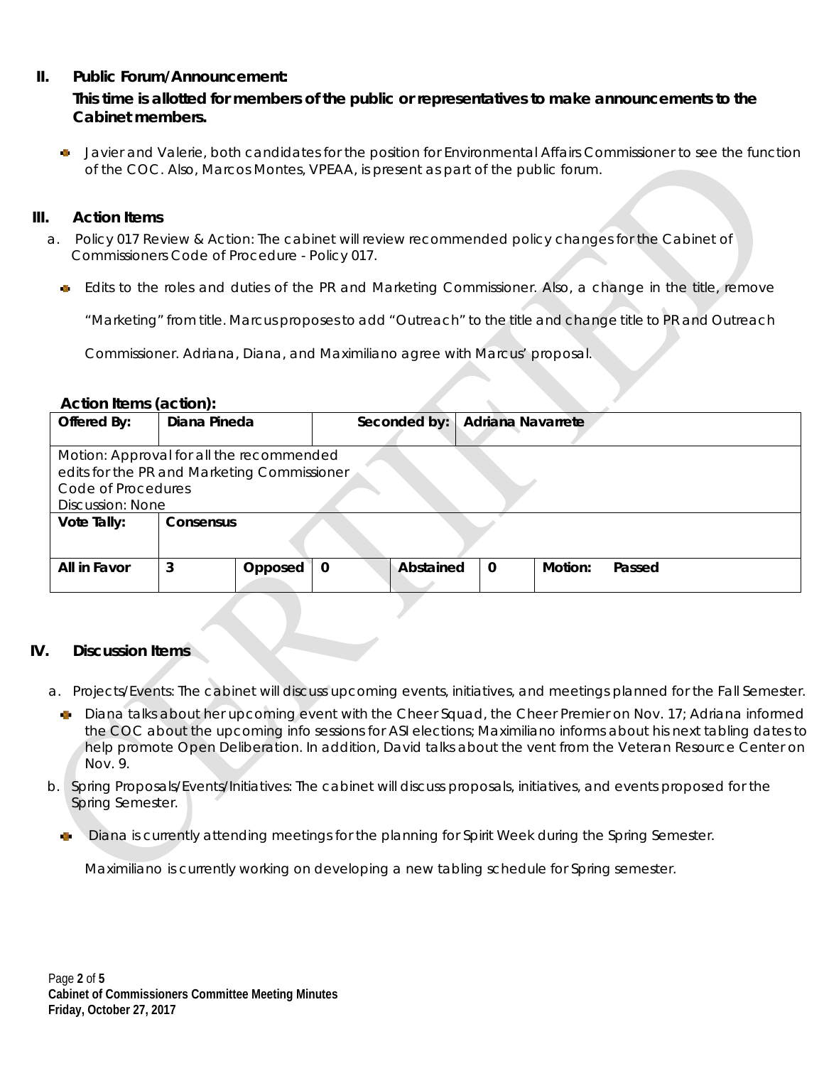## II. Public Forum/Announcement:

**This time is allotted for members of the public or representatives to make announcements to the Cabinet members.**

- Javier and Valerie, both candidates for the position for Environmental Affairs Commissioner to see the function of the COC. Also, Marcos Montes, VPEAA, is present as part of the public forum.

## III. Action Items

a. Policy 017 Review & Action: The cabinet will review recommended policy changes for the Cabinet of Commissioners Code of Procedure - Policy 017.

- Edits to the roles and duties of the PR and Marketing Commissioner. Also, a change in the title, remove "Marketing" from title. Marcus proposes to add "Outreach" to the title and change title to PR and Outreach Commissioner. Adriana, Diana, and Maximiliano agree with Marcus' proposal.

**Action Items (action):**

| **Offered By:** | **Diana Pineda** | | **Seconded by:** | **Adriana Navarrete** | | | |
|---|---|---|---|---|---|---|---|
| Motion: Approval for all the recommended edits for the PR and Marketing Commissioner Code of Procedures<br>Discussion: None | | | | | | | |
| **Vote Tally:** | **Consensus** | | | | | | |
| **All in Favor** | **3** | **Opposed** | **0** | **Abstained** | **0** | **Motion:** | **Passed** |

## IV. Discussion Items

a. Projects/Events: The cabinet will discuss upcoming events, initiatives, and meetings planned for the Fall Semester.

- Diana talks about her upcoming event with the Cheer Squad, the Cheer Premier on Nov. 17; Adriana informed the COC about the upcoming info sessions for ASI elections; Maximiliano informs about his next tabling dates to help promote Open Deliberation. In addition, David talks about the vent from the Veteran Resource Center on Nov. 9.

b. Spring Proposals/Events/Initiatives: The cabinet will discuss proposals, initiatives, and events proposed for the Spring Semester.

- Diana is currently attending meetings for the planning for Spirit Week during the Spring Semester.

  Maximiliano is currently working on developing a new tabling schedule for Spring semester.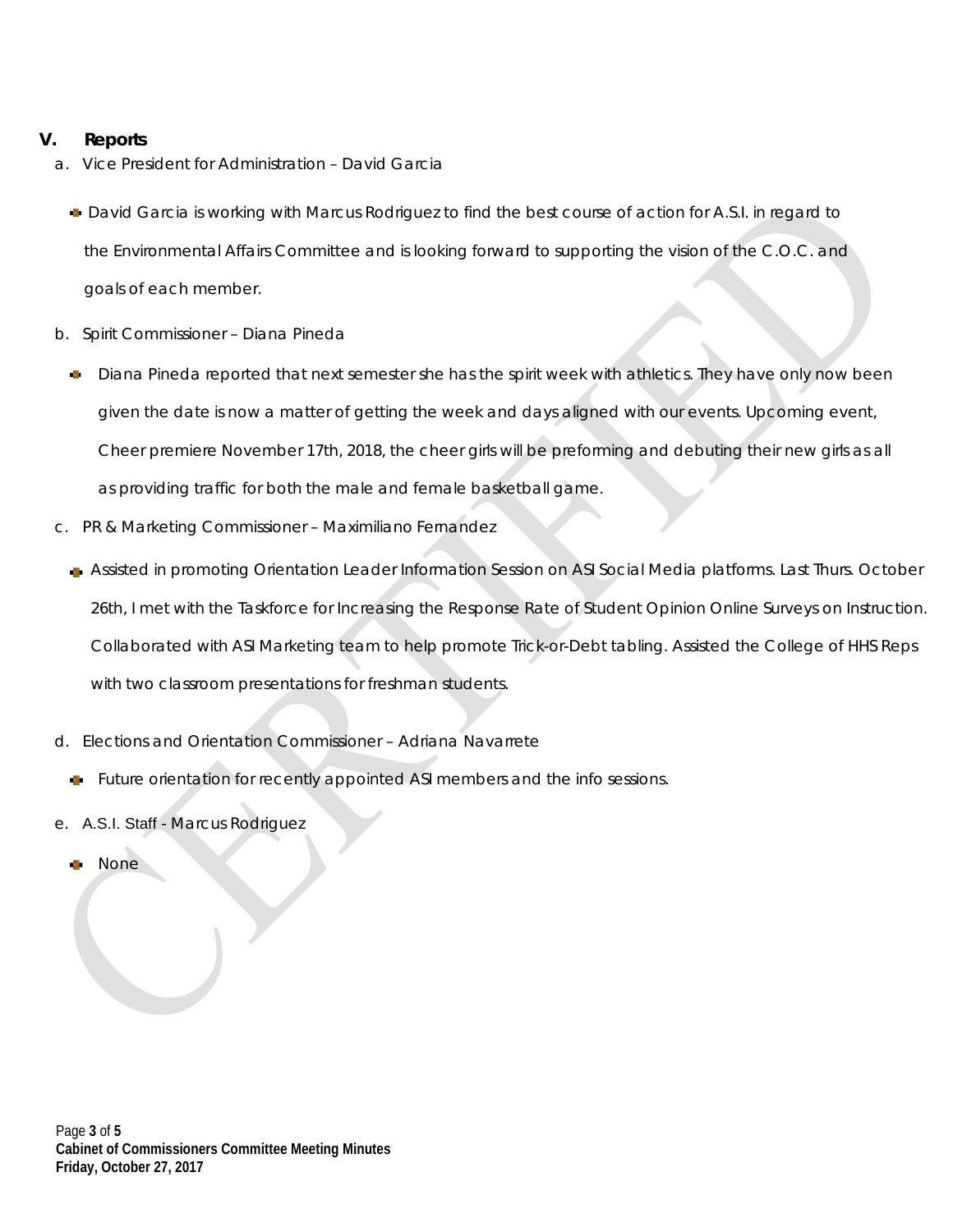## V. Reports

a. Vice President for Administration – David Garcia

- David Garcia is working with Marcus Rodriguez to find the best course of action for A.S.I. in regard to the Environmental Affairs Committee and is looking forward to supporting the vision of the C.O.C. and goals of each member.

b. Spirit Commissioner – Diana Pineda

- Diana Pineda reported that next semester she has the spirit week with athletics. They have only now been given the date is now a matter of getting the week and days aligned with our events. Upcoming event, Cheer premiere November 17th, 2018, the cheer girls will be preforming and debuting their new girls as all as providing traffic for both the male and female basketball game.

c. PR & Marketing Commissioner – Maximiliano Fernandez

- Assisted in promoting Orientation Leader Information Session on ASI Social Media platforms. Last Thurs. October 26th, I met with the Taskforce for Increasing the Response Rate of Student Opinion Online Surveys on Instruction. Collaborated with ASI Marketing team to help promote Trick-or-Debt tabling. Assisted the College of HHS Reps with two classroom presentations for freshman students.

d. Elections and Orientation Commissioner – Adriana Navarrete

- Future orientation for recently appointed ASI members and the info sessions.

e. A.S.I. Staff - Marcus Rodriguez

- None

**Cabinet of Commissioners Committee Meeting Minutes**
**Friday, October 27, 2017**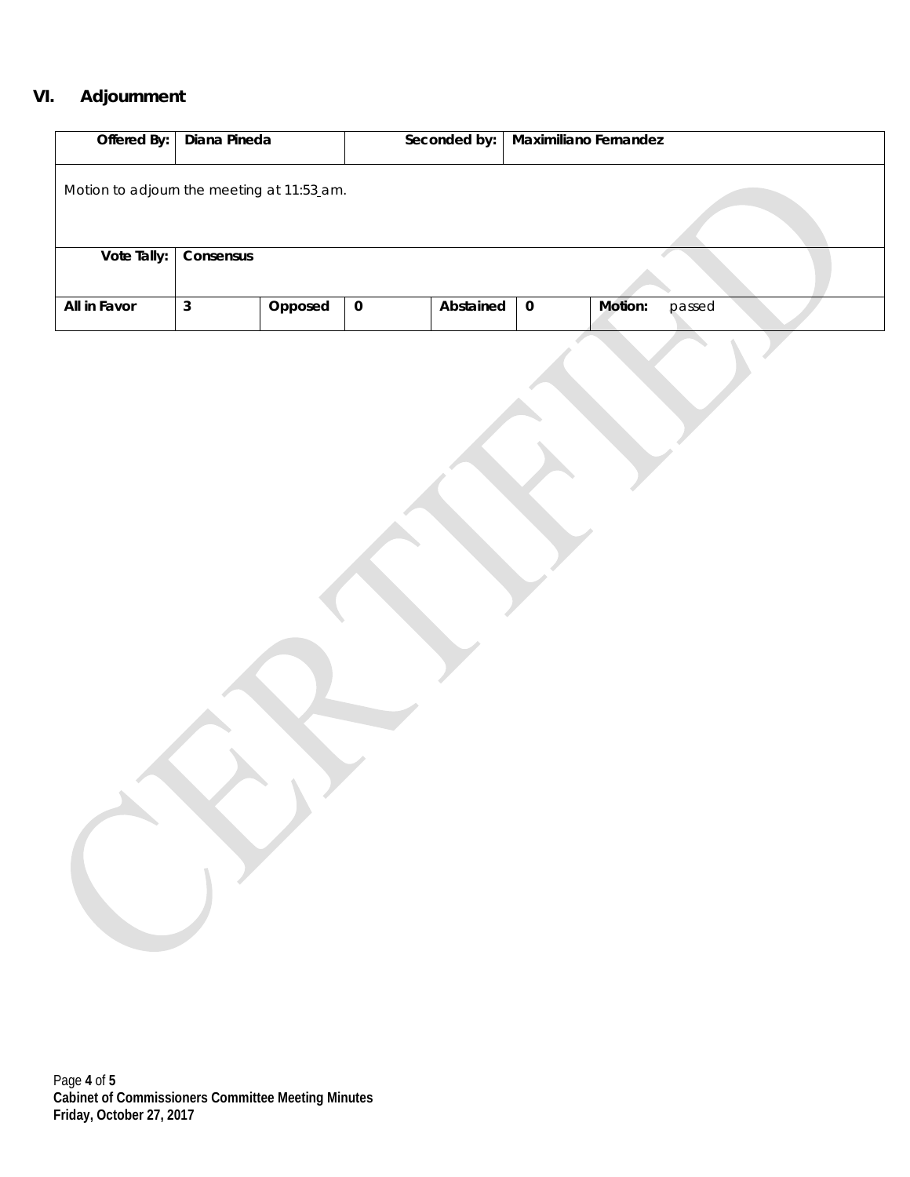## VI. Adjournment

| Offered By: | Diana Pineda | | | Seconded by: | Maximiliano Fernandez | | |
|---|---|---|---|---|---|---|---|
| Motion to adjourn the meeting at 11:53 am. | | | | | | | |
| Vote Tally: | Consensus | | | | | | |
| All in Favor | 3 | Opposed | 0 | Abstained | 0 | Motion: | passed |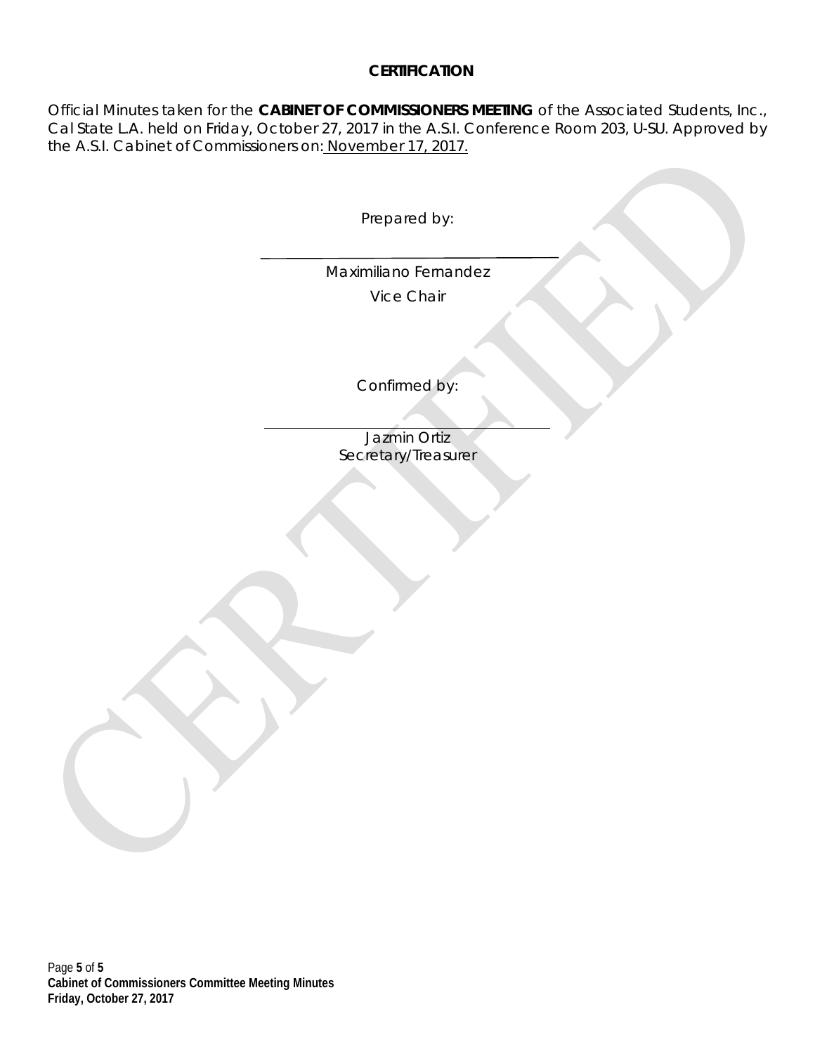**CERTIFICATION**

Official Minutes taken for the **CABINET OF COMMISSIONERS MEETING** of the Associated Students, Inc., Cal State L.A. held on Friday, October 27, 2017 in the A.S.I. Conference Room 203, U-SU. Approved by the A.S.I. Cabinet of Commissioners on: November 17, 2017.

Prepared by:

\_\_\_\_\_\_\_\_\_\_\_\_\_\_\_\_\_\_\_\_\_\_\_\_\_\_\_\_\_\_\_\_

Maximiliano Fernandez

Vice Chair

Confirmed by:

\_\_\_\_\_\_\_\_\_\_\_\_\_\_\_\_\_\_\_\_\_\_\_\_\_\_\_\_\_\_\_\_

Jazmin Ortiz

Secretary/Treasurer

CERTIFIED